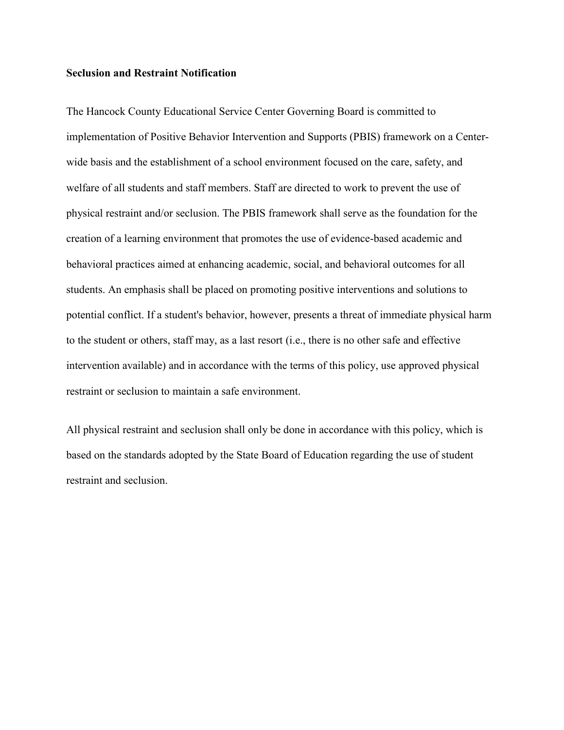**Seclusion and Restraint Notification**

The Hancock County Educational Service Center Governing Board is committed to implementation of Positive Behavior Intervention and Supports (PBIS) framework on a Center-wide basis and the establishment of a school environment focused on the care, safety, and welfare of all students and staff members. Staff are directed to work to prevent the use of physical restraint and/or seclusion. The PBIS framework shall serve as the foundation for the creation of a learning environment that promotes the use of evidence-based academic and behavioral practices aimed at enhancing academic, social, and behavioral outcomes for all students. An emphasis shall be placed on promoting positive interventions and solutions to potential conflict. If a student's behavior, however, presents a threat of immediate physical harm to the student or others, staff may, as a last resort (i.e., there is no other safe and effective intervention available) and in accordance with the terms of this policy, use approved physical restraint or seclusion to maintain a safe environment.

All physical restraint and seclusion shall only be done in accordance with this policy, which is based on the standards adopted by the State Board of Education regarding the use of student restraint and seclusion.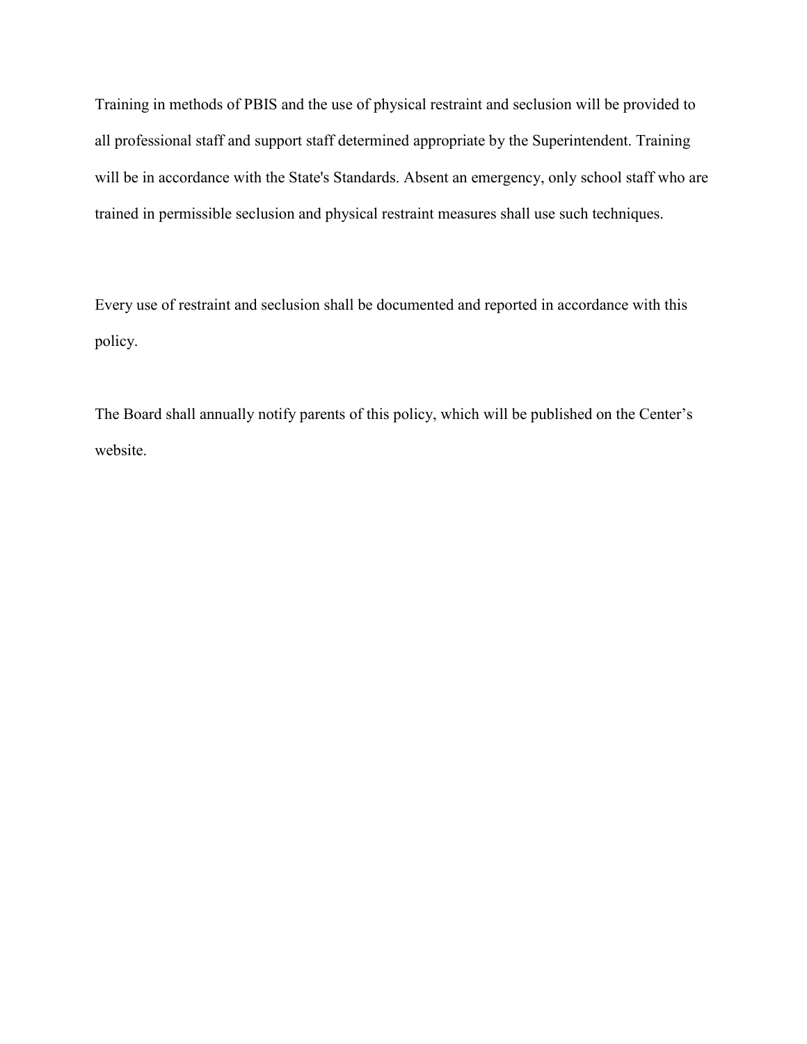Training in methods of PBIS and the use of physical restraint and seclusion will be provided to all professional staff and support staff determined appropriate by the Superintendent. Training will be in accordance with the State's Standards. Absent an emergency, only school staff who are trained in permissible seclusion and physical restraint measures shall use such techniques.

Every use of restraint and seclusion shall be documented and reported in accordance with this policy.

The Board shall annually notify parents of this policy, which will be published on the Center's website.